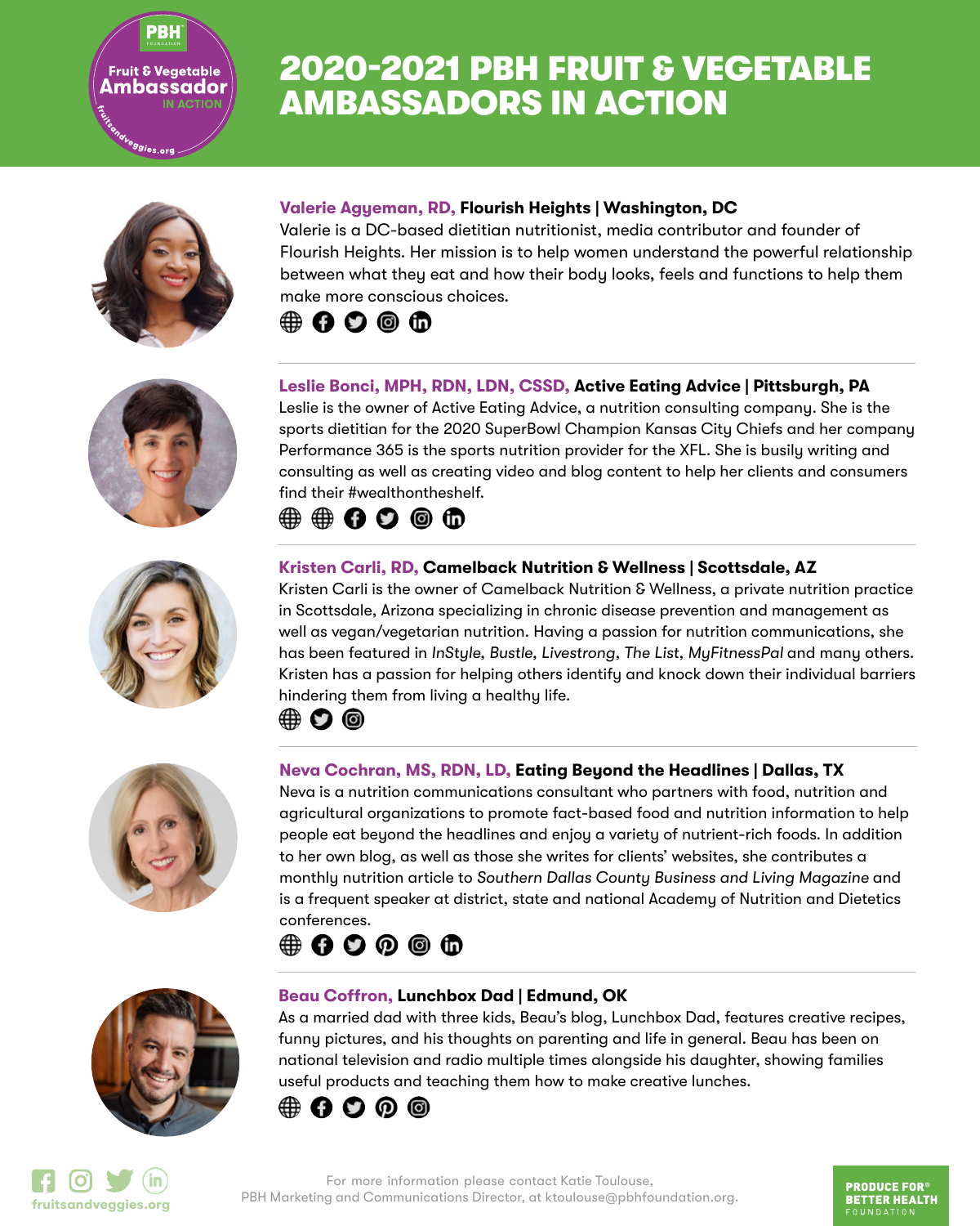# 2020-2021 PBH FRUIT & VEGETABLE AMBASSADORS IN ACTION

**Valerie Agyeman, RD, Flourish Heights | Washington, DC**

Valerie is a DC-based dietitian nutritionist, media contributor and founder of Flourish Heights. Her mission is to help women understand the powerful relationship between what they eat and how their body looks, feels and functions to help them make more conscious choices.

---

**Leslie Bonci, MPH, RDN, LDN, CSSD, Active Eating Advice | Pittsburgh, PA**

Leslie is the owner of Active Eating Advice, a nutrition consulting company. She is the sports dietitian for the 2020 SuperBowl Champion Kansas City Chiefs and her company Performance 365 is the sports nutrition provider for the XFL. She is busily writing and consulting as well as creating video and blog content to help her clients and consumers find their #wealthontheshelf.

---

**Kristen Carli, RD, Camelback Nutrition & Wellness | Scottsdale, AZ**

Kristen Carli is the owner of Camelback Nutrition & Wellness, a private nutrition practice in Scottsdale, Arizona specializing in chronic disease prevention and management as well as vegan/vegetarian nutrition. Having a passion for nutrition communications, she has been featured in *InStyle*, *Bustle*, *Livestrong*, *The List*, *MyFitnessPal* and many others. Kristen has a passion for helping others identify and knock down their individual barriers hindering them from living a healthy life.

---

**Neva Cochran, MS, RDN, LD, Eating Beyond the Headlines | Dallas, TX**

Neva is a nutrition communications consultant who partners with food, nutrition and agricultural organizations to promote fact-based food and nutrition information to help people eat beyond the headlines and enjoy a variety of nutrient-rich foods. In addition to her own blog, as well as those she writes for clients' websites, she contributes a monthly nutrition article to *Southern Dallas County Business and Living Magazine* and is a frequent speaker at district, state and national Academy of Nutrition and Dietetics conferences.

---

**Beau Coffron, Lunchbox Dad | Edmund, OK**

As a married dad with three kids, Beau's blog, Lunchbox Dad, features creative recipes, funny pictures, and his thoughts on parenting and life in general. Beau has been on national television and radio multiple times alongside his daughter, showing families useful products and teaching them how to make creative lunches.

---

fruitsandveggies.org

For more information please contact Katie Toulouse, PBH Marketing and Communications Director, at ktoulouse@pbhfoundation.org.

PRODUCE FOR® BETTER HEALTH FOUNDATION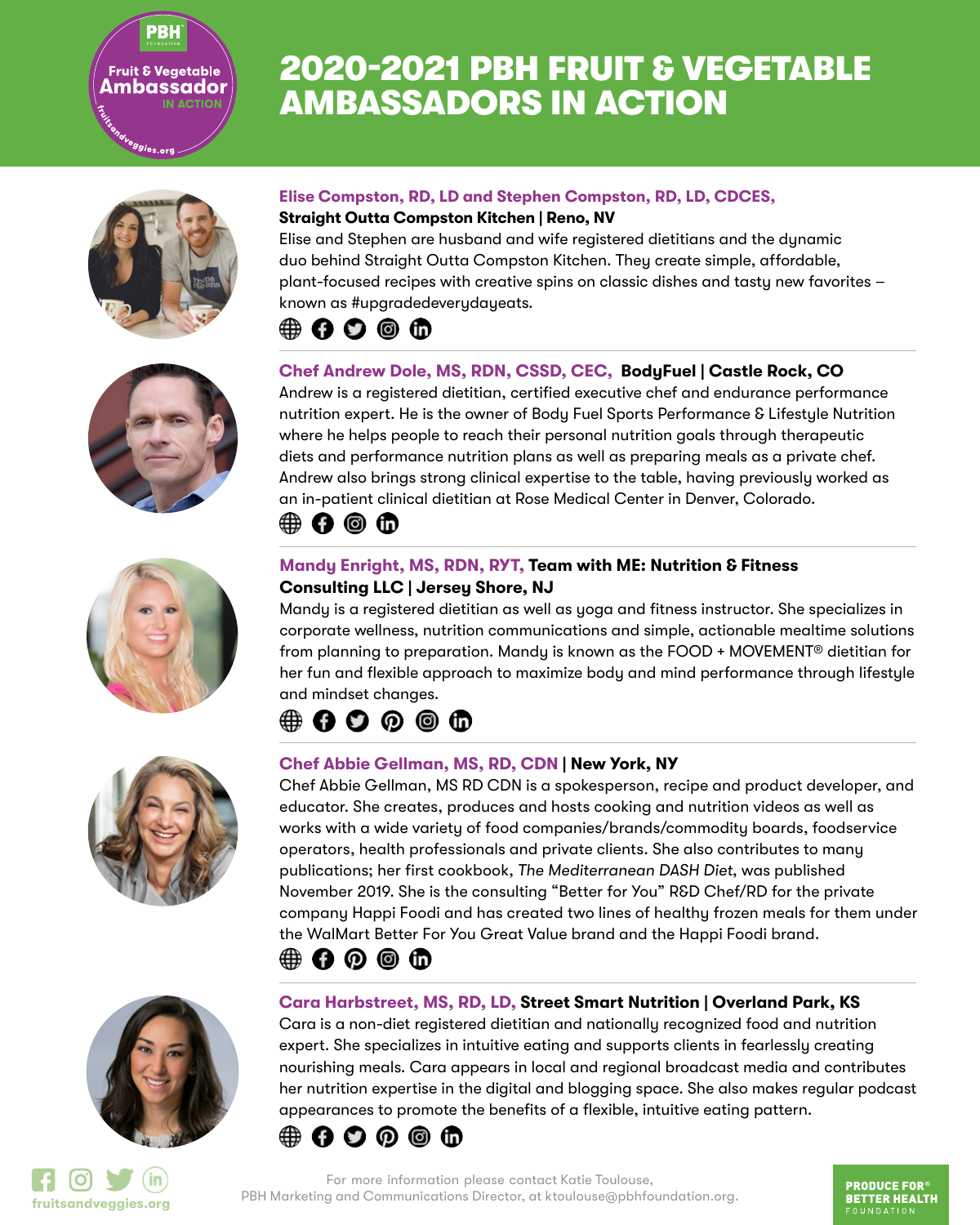# 2020-2021 PBH FRUIT & VEGETABLE AMBASSADORS IN ACTION

**Elise Compston, RD, LD and Stephen Compston, RD, LD, CDCES,**
**Straight Outta Compston Kitchen | Reno, NV**

Elise and Stephen are husband and wife registered dietitians and the dynamic duo behind Straight Outta Compston Kitchen. They create simple, affordable, plant-focused recipes with creative spins on classic dishes and tasty new favorites – known as #upgradedeverydayeats.

**Chef Andrew Dole, MS, RDN, CSSD, CEC, BodyFuel | Castle Rock, CO**

Andrew is a registered dietitian, certified executive chef and endurance performance nutrition expert. He is the owner of Body Fuel Sports Performance & Lifestyle Nutrition where he helps people to reach their personal nutrition goals through therapeutic diets and performance nutrition plans as well as preparing meals as a private chef. Andrew also brings strong clinical expertise to the table, having previously worked as an in-patient clinical dietitian at Rose Medical Center in Denver, Colorado.

**Mandy Enright, MS, RDN, RYT, Team with ME: Nutrition & Fitness Consulting LLC | Jersey Shore, NJ**

Mandy is a registered dietitian as well as yoga and fitness instructor. She specializes in corporate wellness, nutrition communications and simple, actionable mealtime solutions from planning to preparation. Mandy is known as the FOOD + MOVEMENT® dietitian for her fun and flexible approach to maximize body and mind performance through lifestyle and mindset changes.

**Chef Abbie Gellman, MS, RD, CDN | New York, NY**

Chef Abbie Gellman, MS RD CDN is a spokesperson, recipe and product developer, and educator. She creates, produces and hosts cooking and nutrition videos as well as works with a wide variety of food companies/brands/commodity boards, foodservice operators, health professionals and private clients. She also contributes to many publications; her first cookbook, *The Mediterranean DASH Diet*, was published November 2019. She is the consulting "Better for You" R&D Chef/RD for the private company Happi Foodi and has created two lines of healthy frozen meals for them under the WalMart Better For You Great Value brand and the Happi Foodi brand.

**Cara Harbstreet, MS, RD, LD, Street Smart Nutrition | Overland Park, KS**

Cara is a non-diet registered dietitian and nationally recognized food and nutrition expert. She specializes in intuitive eating and supports clients in fearlessly creating nourishing meals. Cara appears in local and regional broadcast media and contributes her nutrition expertise in the digital and blogging space. She also makes regular podcast appearances to promote the benefits of a flexible, intuitive eating pattern.

fruitsandveggies.org

For more information please contact Katie Toulouse, PBH Marketing and Communications Director, at ktoulouse@pbhfoundation.org.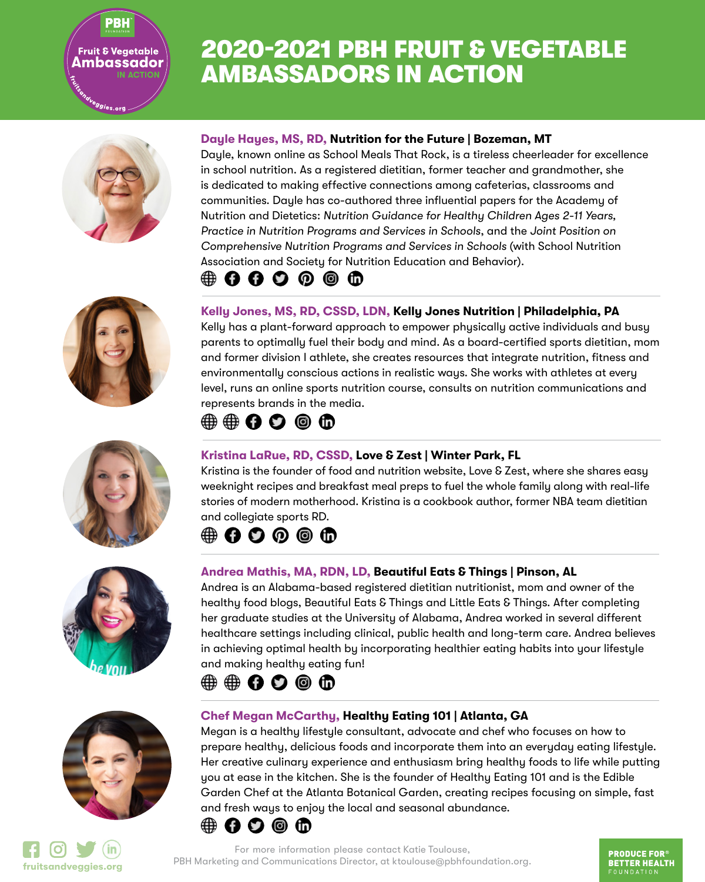# 2020-2021 PBH FRUIT & VEGETABLE AMBASSADORS IN ACTION

PBH Foundation
Fruit & Vegetable Ambassador IN ACTION
fruitsandveggies.org

**Dayle Hayes, MS, RD, Nutrition for the Future | Bozeman, MT**

Dayle, known online as School Meals That Rock, is a tireless cheerleader for excellence in school nutrition. As a registered dietitian, former teacher and grandmother, she is dedicated to making effective connections among cafeterias, classrooms and communities. Dayle has co-authored three influential papers for the Academy of Nutrition and Dietetics: *Nutrition Guidance for Healthy Children Ages 2-11 Years*, *Practice in Nutrition Programs and Services in Schools*, and the *Joint Position on Comprehensive Nutrition Programs and Services in Schools* (with School Nutrition Association and Society for Nutrition Education and Behavior).

**Kelly Jones, MS, RD, CSSD, LDN, Kelly Jones Nutrition | Philadelphia, PA**

Kelly has a plant-forward approach to empower physically active individuals and busy parents to optimally fuel their body and mind. As a board-certified sports dietitian, mom and former division I athlete, she creates resources that integrate nutrition, fitness and environmentally conscious actions in realistic ways. She works with athletes at every level, runs an online sports nutrition course, consults on nutrition communications and represents brands in the media.

**Kristina LaRue, RD, CSSD, Love & Zest | Winter Park, FL**

Kristina is the founder of food and nutrition website, Love & Zest, where she shares easy weeknight recipes and breakfast meal preps to fuel the whole family along with real-life stories of modern motherhood. Kristina is a cookbook author, former NBA team dietitian and collegiate sports RD.

**Andrea Mathis, MA, RDN, LD, Beautiful Eats & Things | Pinson, AL**

Andrea is an Alabama-based registered dietitian nutritionist, mom and owner of the healthy food blogs, Beautiful Eats & Things and Little Eats & Things. After completing her graduate studies at the University of Alabama, Andrea worked in several different healthcare settings including clinical, public health and long-term care. Andrea believes in achieving optimal health by incorporating healthier eating habits into your lifestyle and making healthy eating fun!

**Chef Megan McCarthy, Healthy Eating 101 | Atlanta, GA**

Megan is a healthy lifestyle consultant, advocate and chef who focuses on how to prepare healthy, delicious foods and incorporate them into an everyday eating lifestyle. Her creative culinary experience and enthusiasm bring healthy foods to life while putting you at ease in the kitchen. She is the founder of Healthy Eating 101 and is the Edible Garden Chef at the Atlanta Botanical Garden, creating recipes focusing on simple, fast and fresh ways to enjoy the local and seasonal abundance.

fruitsandveggies.org

For more information please contact Katie Toulouse, PBH Marketing and Communications Director, at ktoulouse@pbhfoundation.org.

PRODUCE FOR® BETTER HEALTH FOUNDATION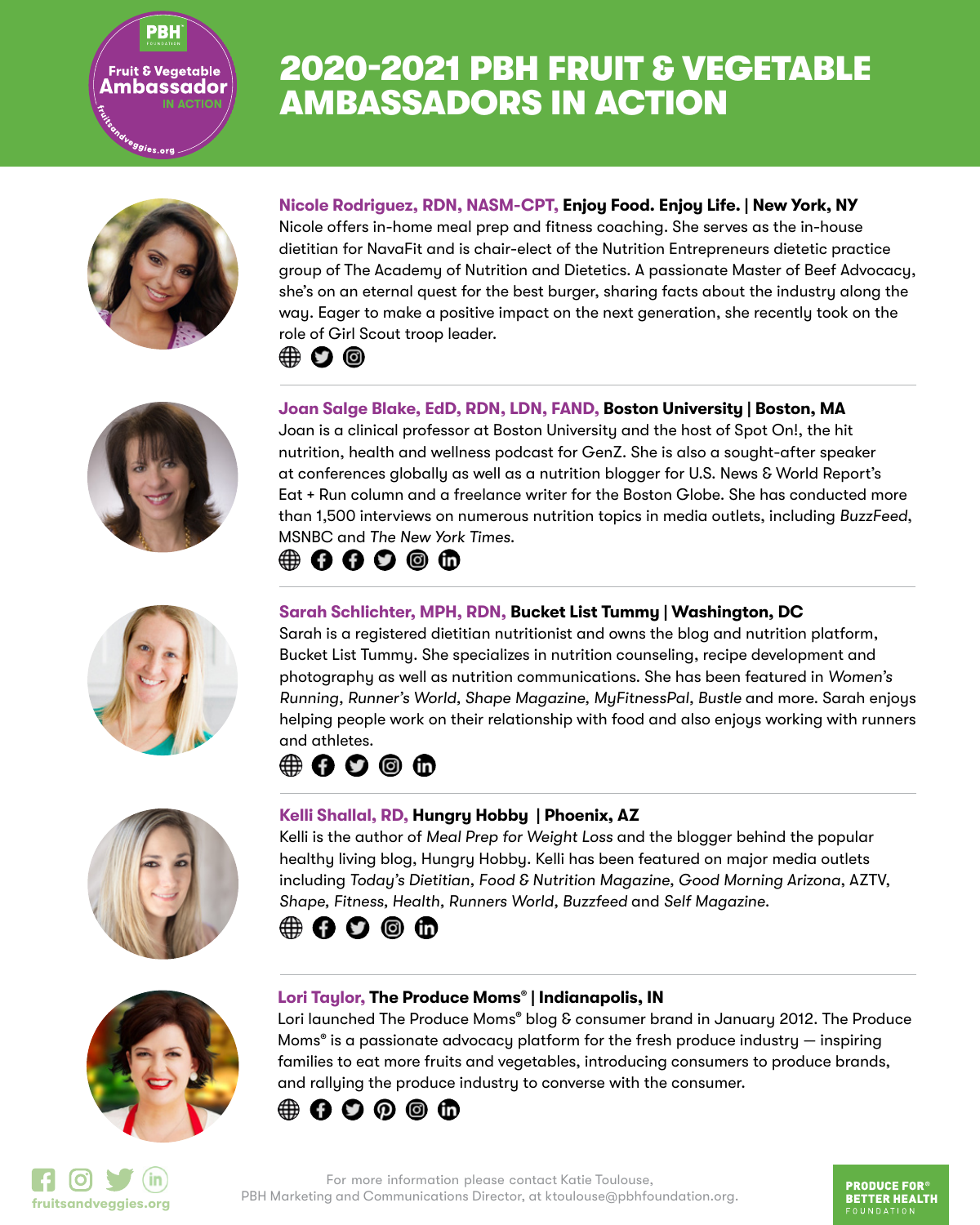# 2020-2021 PBH FRUIT & VEGETABLE AMBASSADORS IN ACTION

**Nicole Rodriguez, RDN, NASM-CPT, Enjoy Food. Enjoy Life. | New York, NY**
Nicole offers in-home meal prep and fitness coaching. She serves as the in-house dietitian for NavaFit and is chair-elect of the Nutrition Entrepreneurs dietetic practice group of The Academy of Nutrition and Dietetics. A passionate Master of Beef Advocacy, she's on an eternal quest for the best burger, sharing facts about the industry along the way. Eager to make a positive impact on the next generation, she recently took on the role of Girl Scout troop leader.

**Joan Salge Blake, EdD, RDN, LDN, FAND, Boston University | Boston, MA**
Joan is a clinical professor at Boston University and the host of Spot On!, the hit nutrition, health and wellness podcast for GenZ. She is also a sought-after speaker at conferences globally as well as a nutrition blogger for U.S. News & World Report's Eat + Run column and a freelance writer for the Boston Globe. She has conducted more than 1,500 interviews on numerous nutrition topics in media outlets, including *BuzzFeed*, MSNBC and *The New York Times*.

**Sarah Schlichter, MPH, RDN, Bucket List Tummy | Washington, DC**
Sarah is a registered dietitian nutritionist and owns the blog and nutrition platform, Bucket List Tummy. She specializes in nutrition counseling, recipe development and photography as well as nutrition communications. She has been featured in *Women's Running*, *Runner's World*, *Shape Magazine*, *MyFitnessPal*, *Bustle* and more. Sarah enjoys helping people work on their relationship with food and also enjoys working with runners and athletes.

**Kelli Shallal, RD, Hungry Hobby | Phoenix, AZ**
Kelli is the author of *Meal Prep for Weight Loss* and the blogger behind the popular healthy living blog, Hungry Hobby. Kelli has been featured on major media outlets including *Today's Dietitian*, *Food & Nutrition Magazine*, *Good Morning Arizona*, AZTV, *Shape*, *Fitness*, *Health*, *Runners World*, *Buzzfeed* and *Self Magazine*.

**Lori Taylor, The Produce Moms® | Indianapolis, IN**
Lori launched The Produce Moms® blog & consumer brand in January 2012. The Produce Moms® is a passionate advocacy platform for the fresh produce industry — inspiring families to eat more fruits and vegetables, introducing consumers to produce brands, and rallying the produce industry to converse with the consumer.

fruitsandveggies.org

For more information please contact Katie Toulouse, PBH Marketing and Communications Director, at ktoulouse@pbhfoundation.org.

PRODUCE FOR® BETTER HEALTH FOUNDATION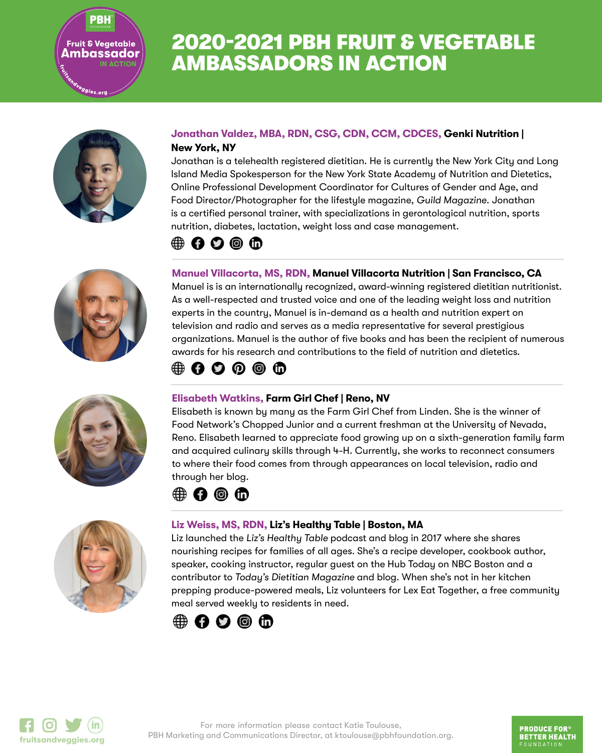# 2020-2021 PBH FRUIT & VEGETABLE AMBASSADORS IN ACTION

**Jonathan Valdez, MBA, RDN, CSG, CDN, CCM, CDCES, Genki Nutrition | New York, NY**

Jonathan is a telehealth registered dietitian. He is currently the New York City and Long Island Media Spokesperson for the New York State Academy of Nutrition and Dietetics, Online Professional Development Coordinator for Cultures of Gender and Age, and Food Director/Photographer for the lifestyle magazine, *Guild Magazine*. Jonathan is a certified personal trainer, with specializations in gerontological nutrition, sports nutrition, diabetes, lactation, weight loss and case management.

---

**Manuel Villacorta, MS, RDN, Manuel Villacorta Nutrition | San Francisco, CA**

Manuel is is an internationally recognized, award-winning registered dietitian nutritionist. As a well-respected and trusted voice and one of the leading weight loss and nutrition experts in the country, Manuel is in-demand as a health and nutrition expert on television and radio and serves as a media representative for several prestigious organizations. Manuel is the author of five books and has been the recipient of numerous awards for his research and contributions to the field of nutrition and dietetics.

---

**Elisabeth Watkins, Farm Girl Chef | Reno, NV**

Elisabeth is known by many as the Farm Girl Chef from Linden. She is the winner of Food Network's Chopped Junior and a current freshman at the University of Nevada, Reno. Elisabeth learned to appreciate food growing up on a sixth-generation family farm and acquired culinary skills through 4-H. Currently, she works to reconnect consumers to where their food comes from through appearances on local television, radio and through her blog.

---

**Liz Weiss, MS, RDN, Liz's Healthy Table | Boston, MA**

Liz launched the *Liz's Healthy Table* podcast and blog in 2017 where she shares nourishing recipes for families of all ages. She's a recipe developer, cookbook author, speaker, cooking instructor, regular guest on the Hub Today on NBC Boston and a contributor to *Today's Dietitian Magazine* and blog. When she's not in her kitchen prepping produce-powered meals, Liz volunteers for Lex Eat Together, a free community meal served weekly to residents in need.

fruitsandveggies.org

For more information please contact Katie Toulouse, PBH Marketing and Communications Director, at ktoulouse@pbhfoundation.org.

PRODUCE FOR® BETTER HEALTH FOUNDATION